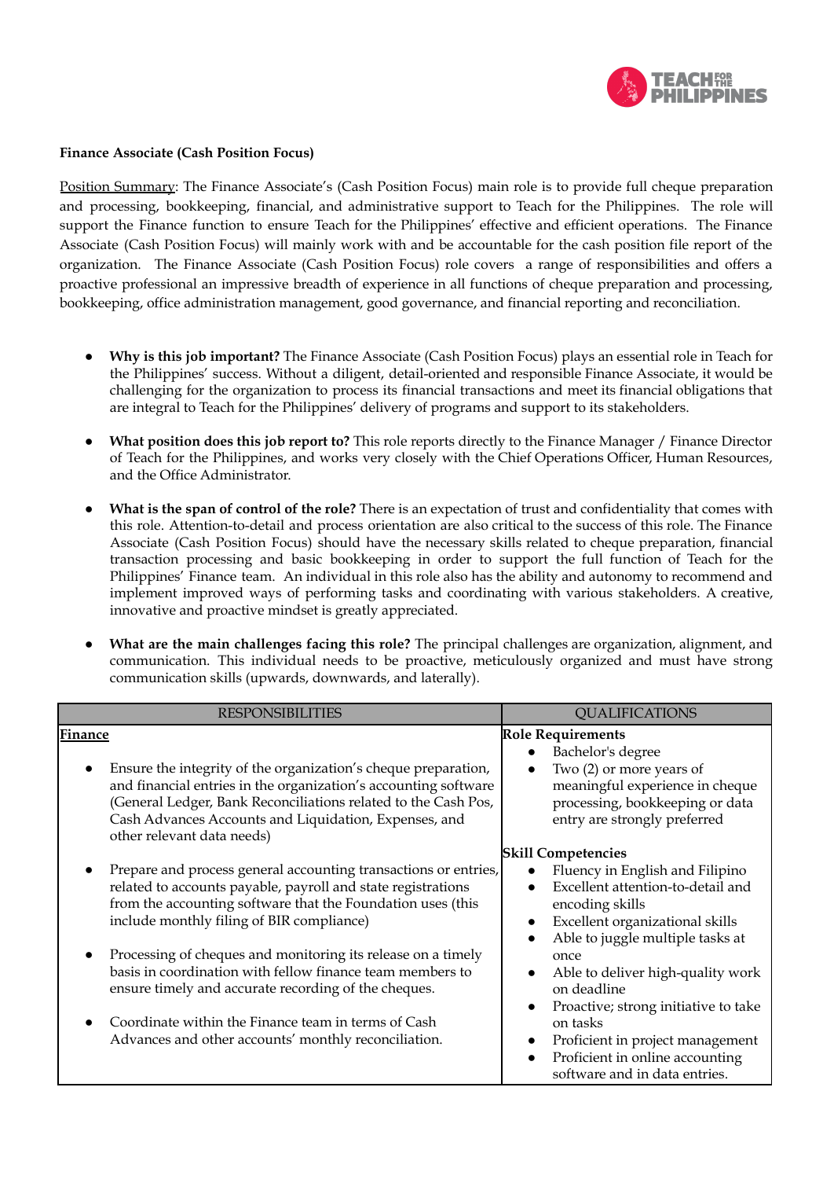**Finance Associate (Cash Position Focus)**

Position Summary: The Finance Associate's (Cash Position Focus) main role is to provide full cheque preparation and processing, bookkeeping, financial, and administrative support to Teach for the Philippines. The role will support the Finance function to ensure Teach for the Philippines' effective and efficient operations. The Finance Associate (Cash Position Focus) will mainly work with and be accountable for the cash position file report of the organization. The Finance Associate (Cash Position Focus) role covers a range of responsibilities and offers a proactive professional an impressive breadth of experience in all functions of cheque preparation and processing, bookkeeping, office administration management, good governance, and financial reporting and reconciliation.

- **Why is this job important?** The Finance Associate (Cash Position Focus) plays an essential role in Teach for the Philippines' success. Without a diligent, detail-oriented and responsible Finance Associate, it would be challenging for the organization to process its financial transactions and meet its financial obligations that are integral to Teach for the Philippines' delivery of programs and support to its stakeholders.

- **What position does this job report to?** This role reports directly to the Finance Manager / Finance Director of Teach for the Philippines, and works very closely with the Chief Operations Officer, Human Resources, and the Office Administrator.

- **What is the span of control of the role?** There is an expectation of trust and confidentiality that comes with this role. Attention-to-detail and process orientation are also critical to the success of this role. The Finance Associate (Cash Position Focus) should have the necessary skills related to cheque preparation, financial transaction processing and basic bookkeeping in order to support the full function of Teach for the Philippines' Finance team. An individual in this role also has the ability and autonomy to recommend and implement improved ways of performing tasks and coordinating with various stakeholders. A creative, innovative and proactive mindset is greatly appreciated.

- **What are the main challenges facing this role?** The principal challenges are organization, alignment, and communication. This individual needs to be proactive, meticulously organized and must have strong communication skills (upwards, downwards, and laterally).

| RESPONSIBILITIES | QUALIFICATIONS |
| --- | --- |
| **Finance**<br><br>• Ensure the integrity of the organization's cheque preparation, and financial entries in the organization's accounting software (General Ledger, Bank Reconciliations related to the Cash Pos, Cash Advances Accounts and Liquidation, Expenses, and other relevant data needs)<br><br>• Prepare and process general accounting transactions or entries, related to accounts payable, payroll and state registrations from the accounting software that the Foundation uses (this include monthly filing of BIR compliance)<br><br>• Processing of cheques and monitoring its release on a timely basis in coordination with fellow finance team members to ensure timely and accurate recording of the cheques.<br><br>• Coordinate within the Finance team in terms of Cash Advances and other accounts' monthly reconciliation. | **Role Requirements**<br>• Bachelor's degree<br>• Two (2) or more years of meaningful experience in cheque processing, bookkeeping or data entry are strongly preferred<br><br>**Skill Competencies**<br>• Fluency in English and Filipino<br>• Excellent attention-to-detail and encoding skills<br>• Excellent organizational skills<br>• Able to juggle multiple tasks at once<br>• Able to deliver high-quality work on deadline<br>• Proactive; strong initiative to take on tasks<br>• Proficient in project management<br>• Proficient in online accounting software and in data entries. |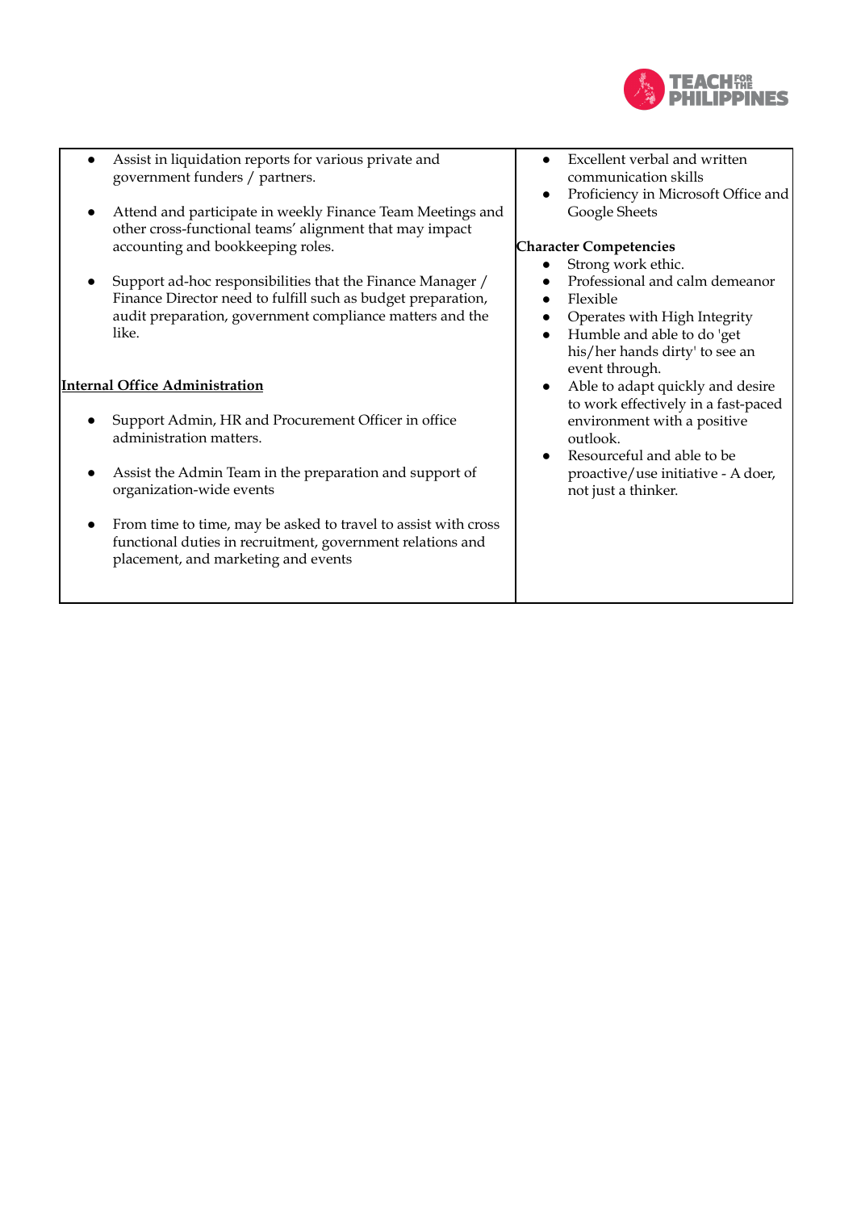- Assist in liquidation reports for various private and government funders / partners.
- Attend and participate in weekly Finance Team Meetings and other cross-functional teams' alignment that may impact accounting and bookkeeping roles.
- Support ad-hoc responsibilities that the Finance Manager / Finance Director need to fulfill such as budget preparation, audit preparation, government compliance matters and the like.

**Internal Office Administration**

- Support Admin, HR and Procurement Officer in office administration matters.
- Assist the Admin Team in the preparation and support of organization-wide events
- From time to time, may be asked to travel to assist with cross functional duties in recruitment, government relations and placement, and marketing and events

- Excellent verbal and written communication skills
- Proficiency in Microsoft Office and Google Sheets

**Character Competencies**

- Strong work ethic.
- Professional and calm demeanor
- Flexible
- Operates with High Integrity
- Humble and able to do 'get his/her hands dirty' to see an event through.
- Able to adapt quickly and desire to work effectively in a fast-paced environment with a positive outlook.
- Resourceful and able to be proactive/use initiative - A doer, not just a thinker.